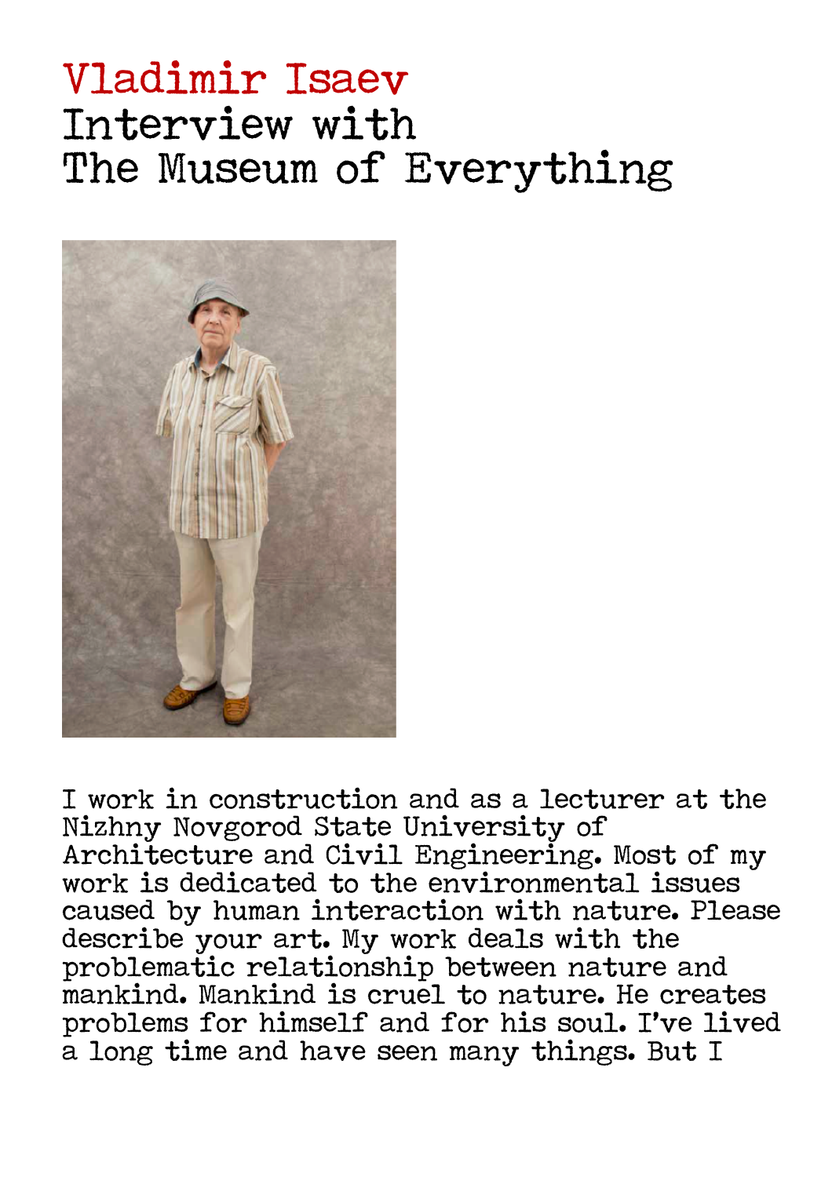# Vladimir Isaev
# Interview with The Museum of Everything

I work in construction and as a lecturer at the Nizhny Novgorod State University of Architecture and Civil Engineering. Most of my work is dedicated to the environmental issues caused by human interaction with nature. Please describe your art. My work deals with the problematic relationship between nature and mankind. Mankind is cruel to nature. He creates problems for himself and for his soul. I've lived a long time and have seen many things. But I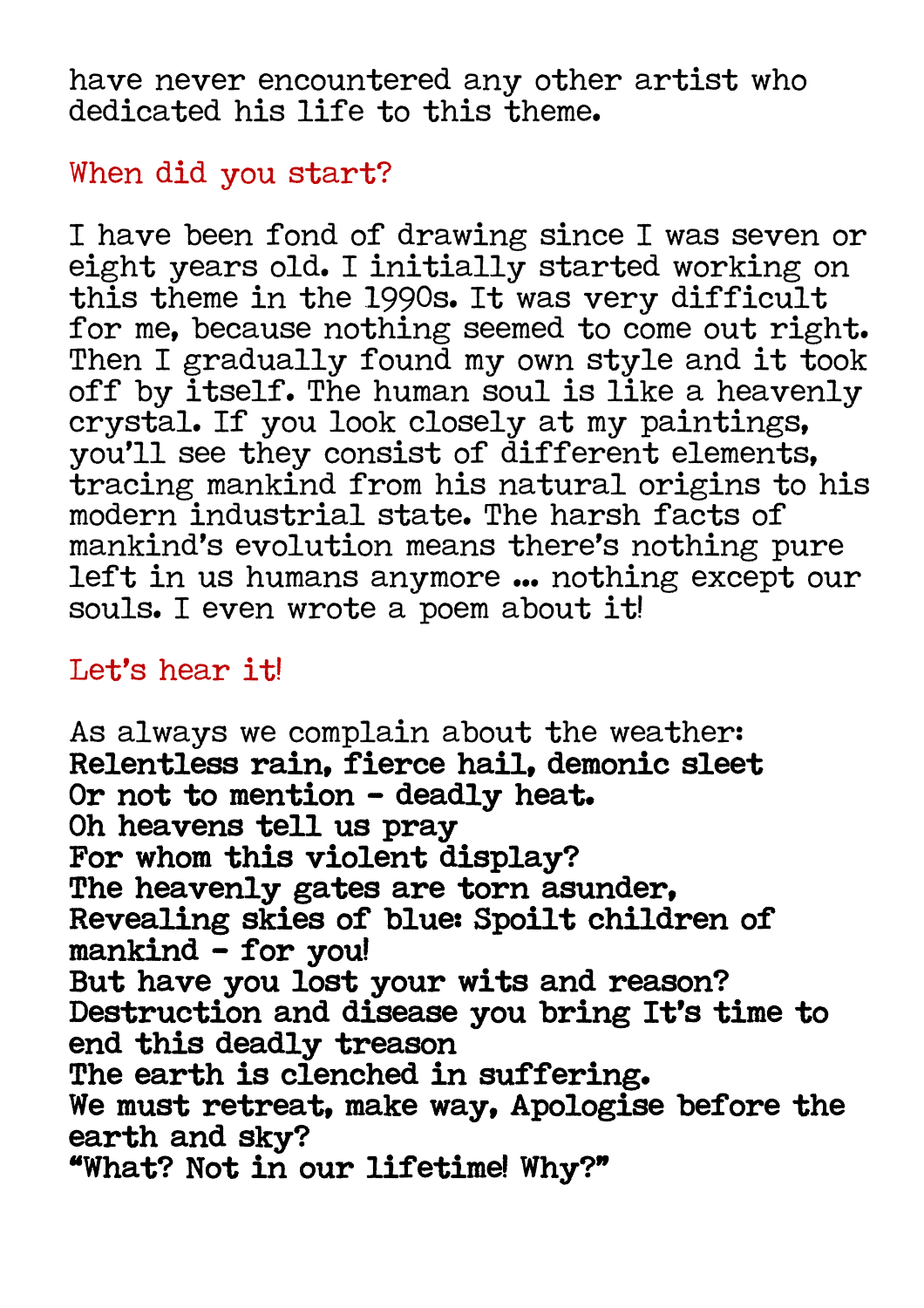have never encountered any other artist who dedicated his life to this theme.

When did you start?

I have been fond of drawing since I was seven or eight years old. I initially started working on this theme in the 1990s. It was very difficult for me, because nothing seemed to come out right. Then I gradually found my own style and it took off by itself. The human soul is like a heavenly crystal. If you look closely at my paintings, you'll see they consist of different elements, tracing mankind from his natural origins to his modern industrial state. The harsh facts of mankind's evolution means there's nothing pure left in us humans anymore ... nothing except our souls. I even wrote a poem about it!

Let's hear it!

As always we complain about the weather:
**Relentless rain, fierce hail, demonic sleet**
**Or not to mention - deadly heat.**
**Oh heavens tell us pray**
**For whom this violent display?**
**The heavenly gates are torn asunder,**
**Revealing skies of blue: Spoilt children of mankind - for you!**
**But have you lost your wits and reason?**
**Destruction and disease you bring It's time to end this deadly treason**
**The earth is clenched in suffering.**
**We must retreat, make way, Apologise before the earth and sky?**
**"What? Not in our lifetime! Why?"**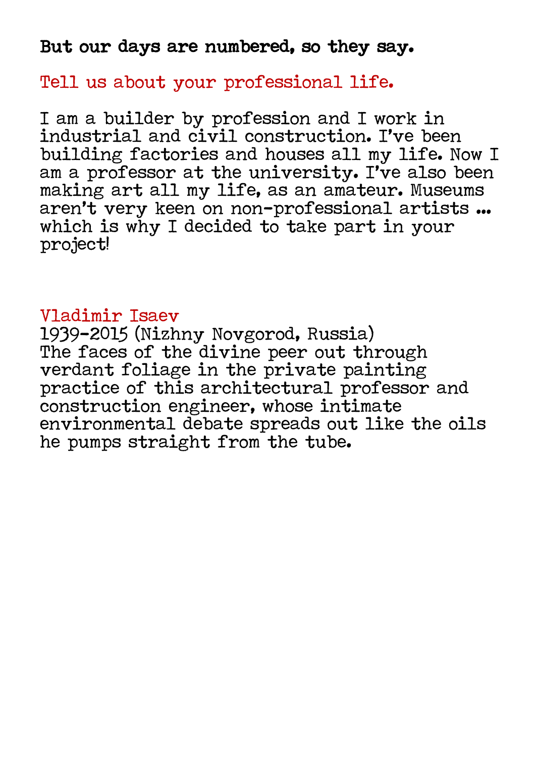**But our days are numbered, so they say.**

Tell us about your professional life.

I am a builder by profession and I work in industrial and civil construction. I've been building factories and houses all my life. Now I am a professor at the university. I've also been making art all my life, as an amateur. Museums aren't very keen on non-professional artists … which is why I decided to take part in your project!

Vladimir Isaev
1939–2015 (Nizhny Novgorod, Russia)
The faces of the divine peer out through verdant foliage in the private painting practice of this architectural professor and construction engineer, whose intimate environmental debate spreads out like the oils he pumps straight from the tube.